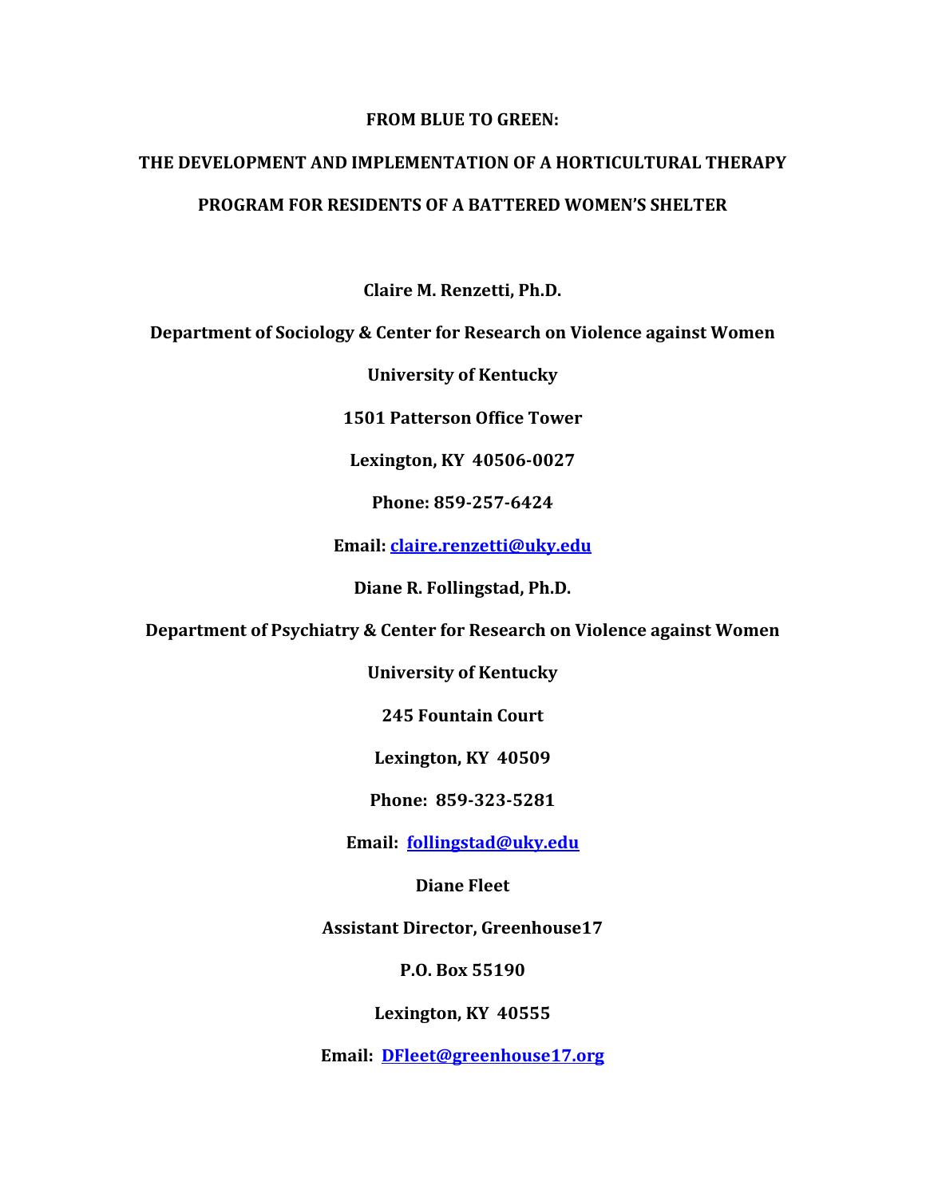# FROM BLUE TO GREEN:

# THE DEVELOPMENT AND IMPLEMENTATION OF A HORTICULTURAL THERAPY PROGRAM FOR RESIDENTS OF A BATTERED WOMEN'S SHELTER

**Claire M. Renzetti, Ph.D.**

**Department of Sociology & Center for Research on Violence against Women**

**University of Kentucky**

**1501 Patterson Office Tower**

**Lexington, KY 40506-0027**

**Phone: 859-257-6424**

**Email: claire.renzetti@uky.edu**

**Diane R. Follingstad, Ph.D.**

**Department of Psychiatry & Center for Research on Violence against Women**

**University of Kentucky**

**245 Fountain Court**

**Lexington, KY 40509**

**Phone: 859-323-5281**

**Email: follingstad@uky.edu**

**Diane Fleet**

**Assistant Director, Greenhouse17**

**P.O. Box 55190**

**Lexington, KY 40555**

**Email: DFleet@greenhouse17.org**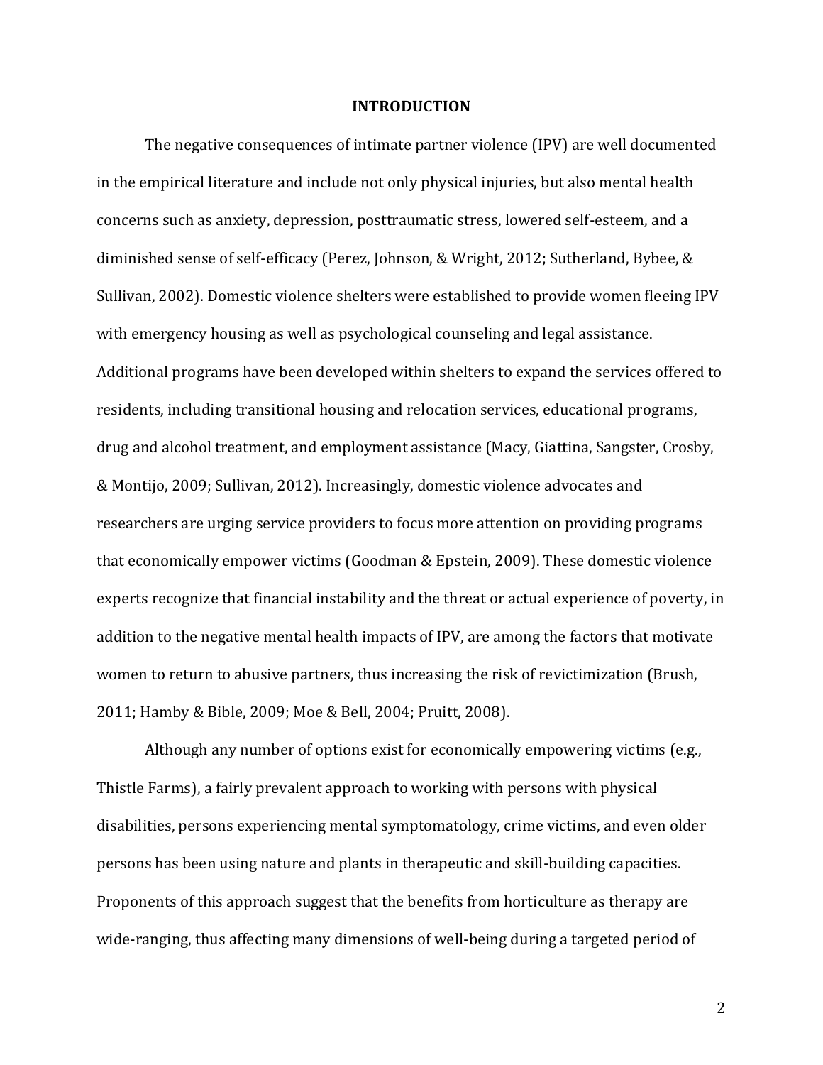# INTRODUCTION

The negative consequences of intimate partner violence (IPV) are well documented in the empirical literature and include not only physical injuries, but also mental health concerns such as anxiety, depression, posttraumatic stress, lowered self-esteem, and a diminished sense of self-efficacy (Perez, Johnson, & Wright, 2012; Sutherland, Bybee, & Sullivan, 2002). Domestic violence shelters were established to provide women fleeing IPV with emergency housing as well as psychological counseling and legal assistance. Additional programs have been developed within shelters to expand the services offered to residents, including transitional housing and relocation services, educational programs, drug and alcohol treatment, and employment assistance (Macy, Giattina, Sangster, Crosby, & Montijo, 2009; Sullivan, 2012). Increasingly, domestic violence advocates and researchers are urging service providers to focus more attention on providing programs that economically empower victims (Goodman & Epstein, 2009). These domestic violence experts recognize that financial instability and the threat or actual experience of poverty, in addition to the negative mental health impacts of IPV, are among the factors that motivate women to return to abusive partners, thus increasing the risk of revictimization (Brush, 2011; Hamby & Bible, 2009; Moe & Bell, 2004; Pruitt, 2008).

Although any number of options exist for economically empowering victims (e.g., Thistle Farms), a fairly prevalent approach to working with persons with physical disabilities, persons experiencing mental symptomatology, crime victims, and even older persons has been using nature and plants in therapeutic and skill-building capacities. Proponents of this approach suggest that the benefits from horticulture as therapy are wide-ranging, thus affecting many dimensions of well-being during a targeted period of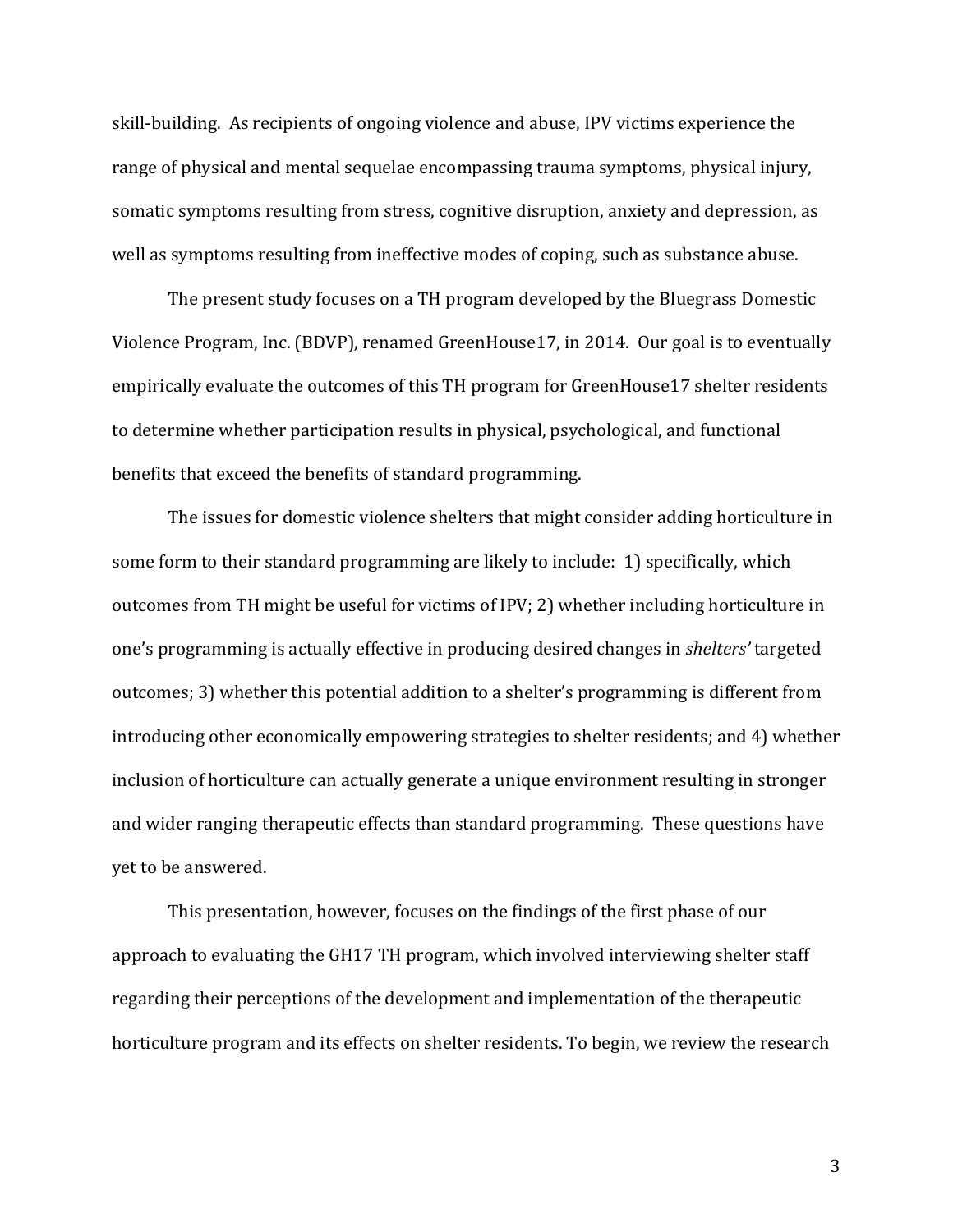skill-building. As recipients of ongoing violence and abuse, IPV victims experience the range of physical and mental sequelae encompassing trauma symptoms, physical injury, somatic symptoms resulting from stress, cognitive disruption, anxiety and depression, as well as symptoms resulting from ineffective modes of coping, such as substance abuse.

The present study focuses on a TH program developed by the Bluegrass Domestic Violence Program, Inc. (BDVP), renamed GreenHouse17, in 2014. Our goal is to eventually empirically evaluate the outcomes of this TH program for GreenHouse17 shelter residents to determine whether participation results in physical, psychological, and functional benefits that exceed the benefits of standard programming.

The issues for domestic violence shelters that might consider adding horticulture in some form to their standard programming are likely to include: 1) specifically, which outcomes from TH might be useful for victims of IPV; 2) whether including horticulture in one's programming is actually effective in producing desired changes in *shelters'* targeted outcomes; 3) whether this potential addition to a shelter's programming is different from introducing other economically empowering strategies to shelter residents; and 4) whether inclusion of horticulture can actually generate a unique environment resulting in stronger and wider ranging therapeutic effects than standard programming. These questions have yet to be answered.

This presentation, however, focuses on the findings of the first phase of our approach to evaluating the GH17 TH program, which involved interviewing shelter staff regarding their perceptions of the development and implementation of the therapeutic horticulture program and its effects on shelter residents. To begin, we review the research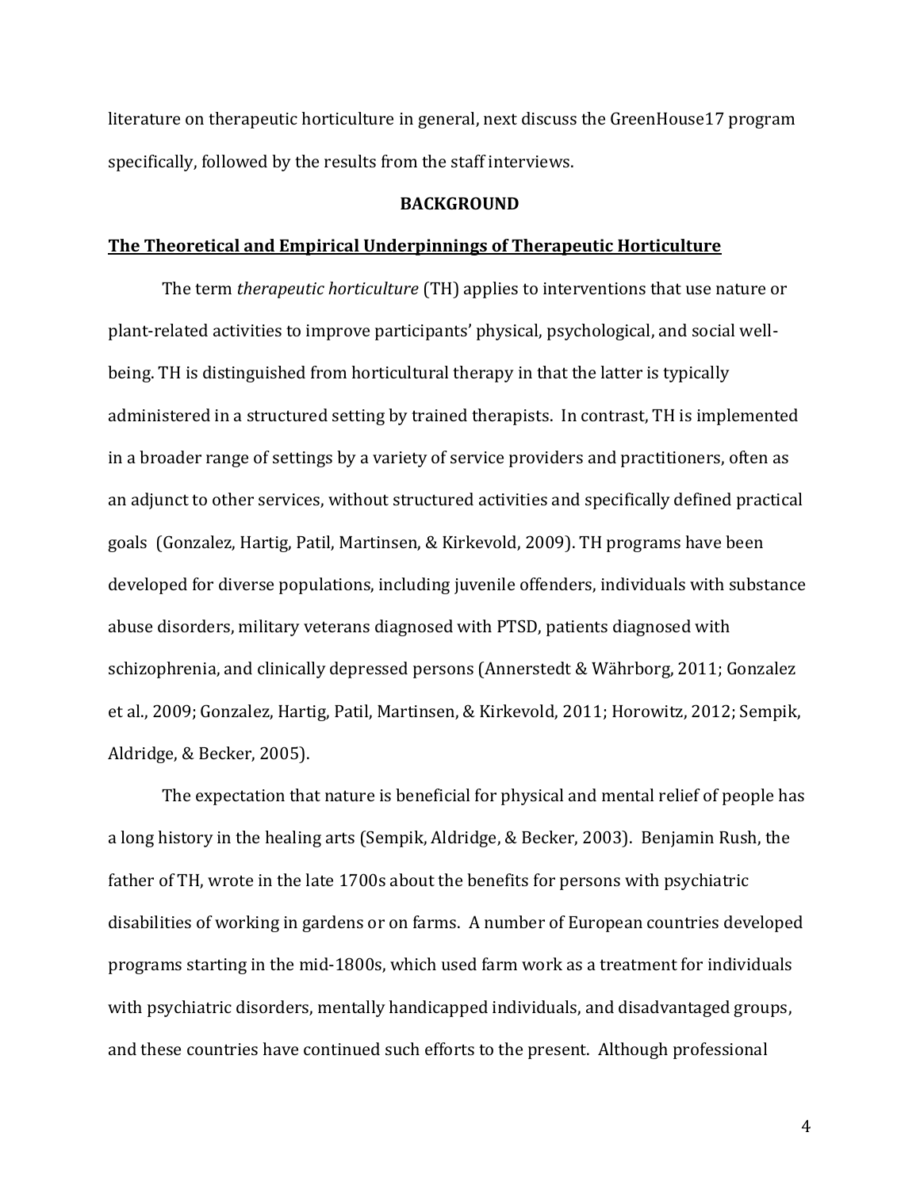literature on therapeutic horticulture in general, next discuss the GreenHouse17 program specifically, followed by the results from the staff interviews.

## BACKGROUND

### The Theoretical and Empirical Underpinnings of Therapeutic Horticulture

The term *therapeutic horticulture* (TH) applies to interventions that use nature or plant-related activities to improve participants' physical, psychological, and social well-being. TH is distinguished from horticultural therapy in that the latter is typically administered in a structured setting by trained therapists. In contrast, TH is implemented in a broader range of settings by a variety of service providers and practitioners, often as an adjunct to other services, without structured activities and specifically defined practical goals (Gonzalez, Hartig, Patil, Martinsen, & Kirkevold, 2009). TH programs have been developed for diverse populations, including juvenile offenders, individuals with substance abuse disorders, military veterans diagnosed with PTSD, patients diagnosed with schizophrenia, and clinically depressed persons (Annerstedt & Währborg, 2011; Gonzalez et al., 2009; Gonzalez, Hartig, Patil, Martinsen, & Kirkevold, 2011; Horowitz, 2012; Sempik, Aldridge, & Becker, 2005).

The expectation that nature is beneficial for physical and mental relief of people has a long history in the healing arts (Sempik, Aldridge, & Becker, 2003). Benjamin Rush, the father of TH, wrote in the late 1700s about the benefits for persons with psychiatric disabilities of working in gardens or on farms. A number of European countries developed programs starting in the mid-1800s, which used farm work as a treatment for individuals with psychiatric disorders, mentally handicapped individuals, and disadvantaged groups, and these countries have continued such efforts to the present. Although professional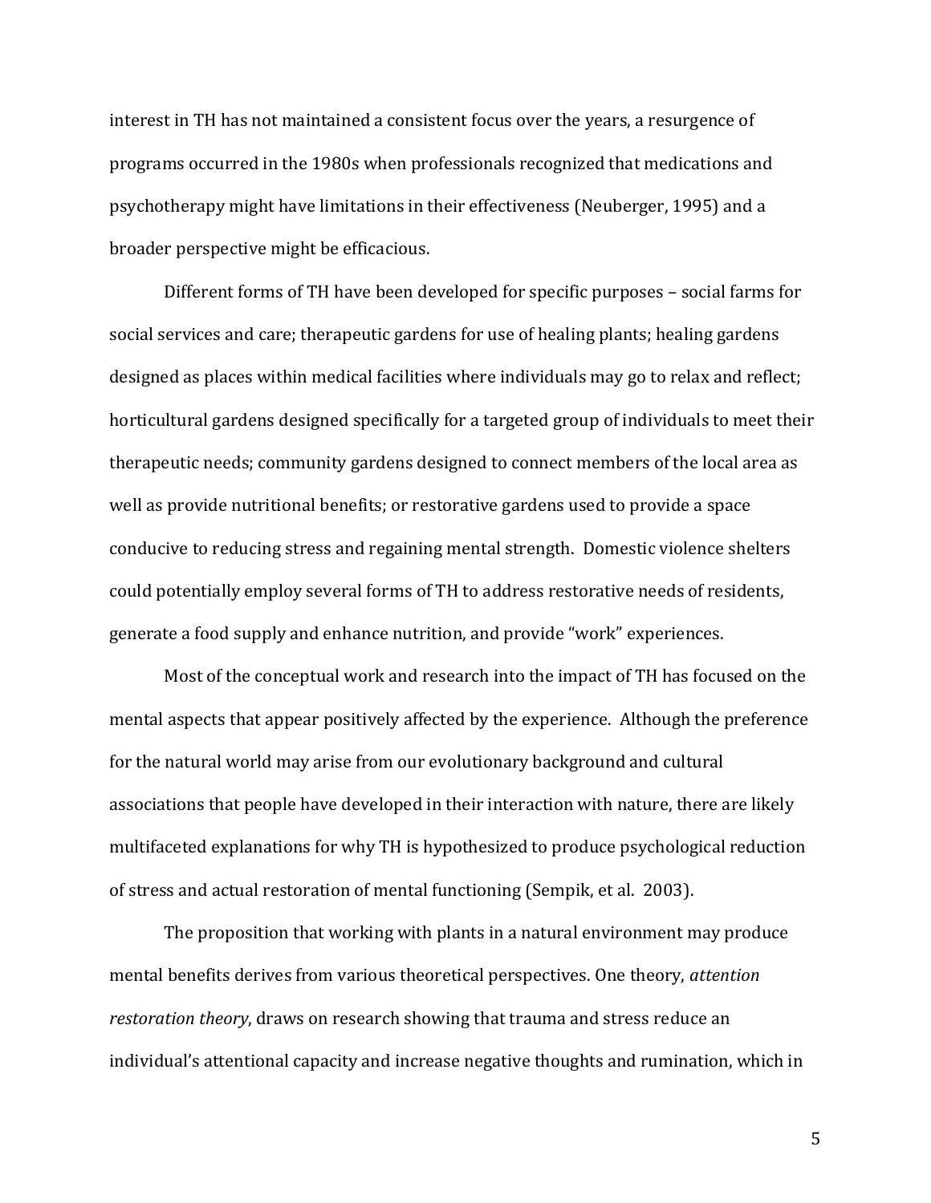interest in TH has not maintained a consistent focus over the years, a resurgence of programs occurred in the 1980s when professionals recognized that medications and psychotherapy might have limitations in their effectiveness (Neuberger, 1995) and a broader perspective might be efficacious.

Different forms of TH have been developed for specific purposes – social farms for social services and care; therapeutic gardens for use of healing plants; healing gardens designed as places within medical facilities where individuals may go to relax and reflect; horticultural gardens designed specifically for a targeted group of individuals to meet their therapeutic needs; community gardens designed to connect members of the local area as well as provide nutritional benefits; or restorative gardens used to provide a space conducive to reducing stress and regaining mental strength. Domestic violence shelters could potentially employ several forms of TH to address restorative needs of residents, generate a food supply and enhance nutrition, and provide "work" experiences.

Most of the conceptual work and research into the impact of TH has focused on the mental aspects that appear positively affected by the experience. Although the preference for the natural world may arise from our evolutionary background and cultural associations that people have developed in their interaction with nature, there are likely multifaceted explanations for why TH is hypothesized to produce psychological reduction of stress and actual restoration of mental functioning (Sempik, et al. 2003).

The proposition that working with plants in a natural environment may produce mental benefits derives from various theoretical perspectives. One theory, *attention restoration theory*, draws on research showing that trauma and stress reduce an individual's attentional capacity and increase negative thoughts and rumination, which in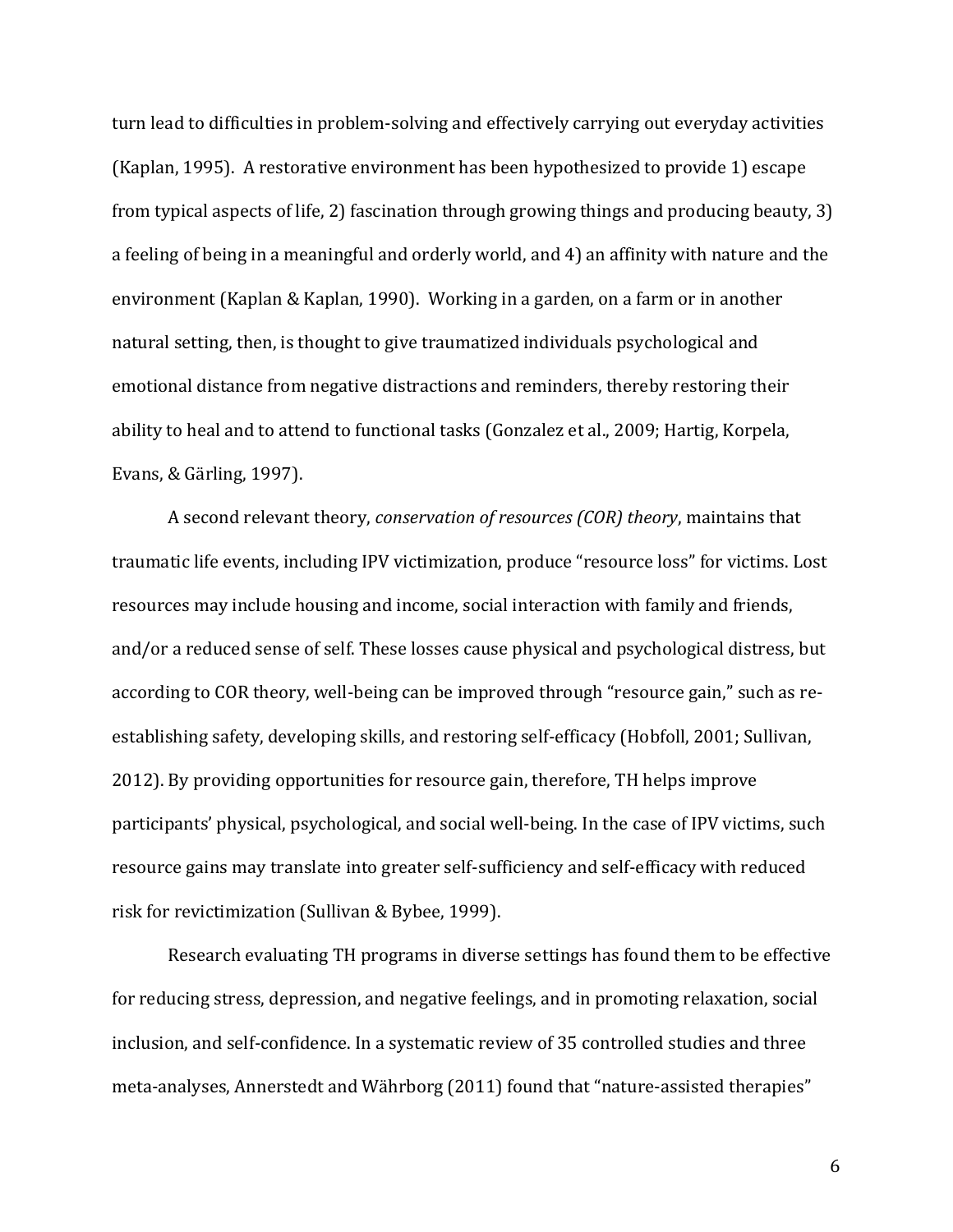turn lead to difficulties in problem-solving and effectively carrying out everyday activities (Kaplan, 1995). A restorative environment has been hypothesized to provide 1) escape from typical aspects of life, 2) fascination through growing things and producing beauty, 3) a feeling of being in a meaningful and orderly world, and 4) an affinity with nature and the environment (Kaplan & Kaplan, 1990). Working in a garden, on a farm or in another natural setting, then, is thought to give traumatized individuals psychological and emotional distance from negative distractions and reminders, thereby restoring their ability to heal and to attend to functional tasks (Gonzalez et al., 2009; Hartig, Korpela, Evans, & Gärling, 1997).

A second relevant theory, *conservation of resources (COR) theory*, maintains that traumatic life events, including IPV victimization, produce "resource loss" for victims. Lost resources may include housing and income, social interaction with family and friends, and/or a reduced sense of self. These losses cause physical and psychological distress, but according to COR theory, well-being can be improved through "resource gain," such as re-establishing safety, developing skills, and restoring self-efficacy (Hobfoll, 2001; Sullivan, 2012). By providing opportunities for resource gain, therefore, TH helps improve participants' physical, psychological, and social well-being. In the case of IPV victims, such resource gains may translate into greater self-sufficiency and self-efficacy with reduced risk for revictimization (Sullivan & Bybee, 1999).

Research evaluating TH programs in diverse settings has found them to be effective for reducing stress, depression, and negative feelings, and in promoting relaxation, social inclusion, and self-confidence. In a systematic review of 35 controlled studies and three meta-analyses, Annerstedt and Währborg (2011) found that "nature-assisted therapies"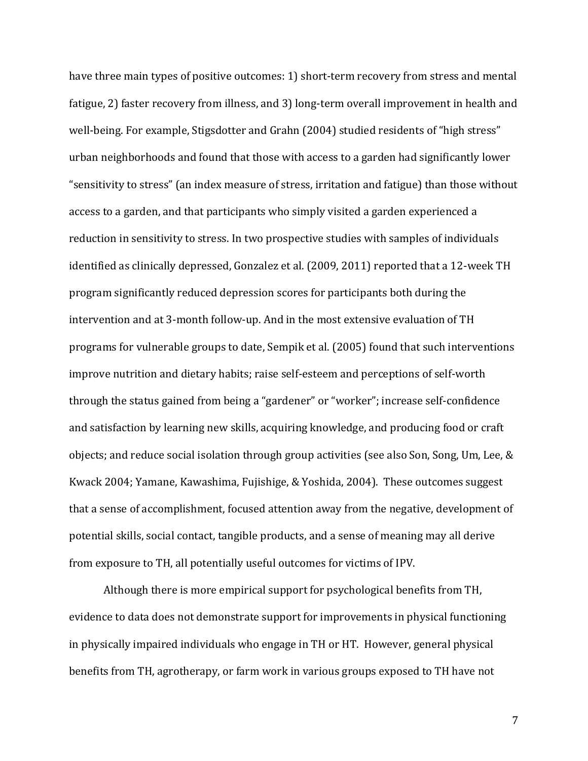have three main types of positive outcomes: 1) short-term recovery from stress and mental fatigue, 2) faster recovery from illness, and 3) long-term overall improvement in health and well-being. For example, Stigsdotter and Grahn (2004) studied residents of "high stress" urban neighborhoods and found that those with access to a garden had significantly lower "sensitivity to stress" (an index measure of stress, irritation and fatigue) than those without access to a garden, and that participants who simply visited a garden experienced a reduction in sensitivity to stress. In two prospective studies with samples of individuals identified as clinically depressed, Gonzalez et al. (2009, 2011) reported that a 12-week TH program significantly reduced depression scores for participants both during the intervention and at 3-month follow-up. And in the most extensive evaluation of TH programs for vulnerable groups to date, Sempik et al. (2005) found that such interventions improve nutrition and dietary habits; raise self-esteem and perceptions of self-worth through the status gained from being a "gardener" or "worker"; increase self-confidence and satisfaction by learning new skills, acquiring knowledge, and producing food or craft objects; and reduce social isolation through group activities (see also Son, Song, Um, Lee, & Kwack 2004; Yamane, Kawashima, Fujishige, & Yoshida, 2004). These outcomes suggest that a sense of accomplishment, focused attention away from the negative, development of potential skills, social contact, tangible products, and a sense of meaning may all derive from exposure to TH, all potentially useful outcomes for victims of IPV.

Although there is more empirical support for psychological benefits from TH, evidence to data does not demonstrate support for improvements in physical functioning in physically impaired individuals who engage in TH or HT. However, general physical benefits from TH, agrotherapy, or farm work in various groups exposed to TH have not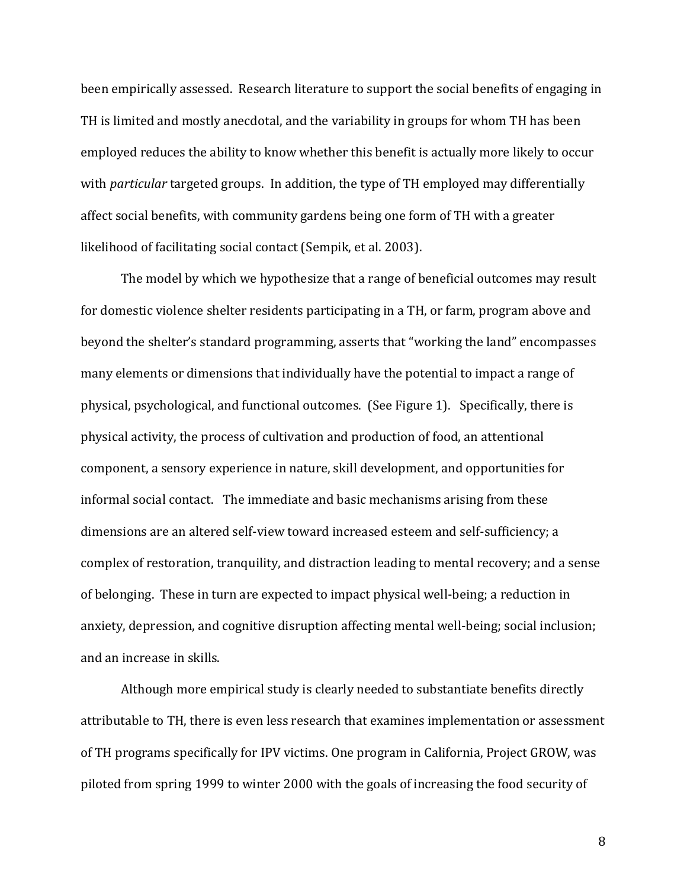been empirically assessed. Research literature to support the social benefits of engaging in TH is limited and mostly anecdotal, and the variability in groups for whom TH has been employed reduces the ability to know whether this benefit is actually more likely to occur with *particular* targeted groups. In addition, the type of TH employed may differentially affect social benefits, with community gardens being one form of TH with a greater likelihood of facilitating social contact (Sempik, et al. 2003).

The model by which we hypothesize that a range of beneficial outcomes may result for domestic violence shelter residents participating in a TH, or farm, program above and beyond the shelter's standard programming, asserts that "working the land" encompasses many elements or dimensions that individually have the potential to impact a range of physical, psychological, and functional outcomes. (See Figure 1). Specifically, there is physical activity, the process of cultivation and production of food, an attentional component, a sensory experience in nature, skill development, and opportunities for informal social contact. The immediate and basic mechanisms arising from these dimensions are an altered self-view toward increased esteem and self-sufficiency; a complex of restoration, tranquility, and distraction leading to mental recovery; and a sense of belonging. These in turn are expected to impact physical well-being; a reduction in anxiety, depression, and cognitive disruption affecting mental well-being; social inclusion; and an increase in skills.

Although more empirical study is clearly needed to substantiate benefits directly attributable to TH, there is even less research that examines implementation or assessment of TH programs specifically for IPV victims. One program in California, Project GROW, was piloted from spring 1999 to winter 2000 with the goals of increasing the food security of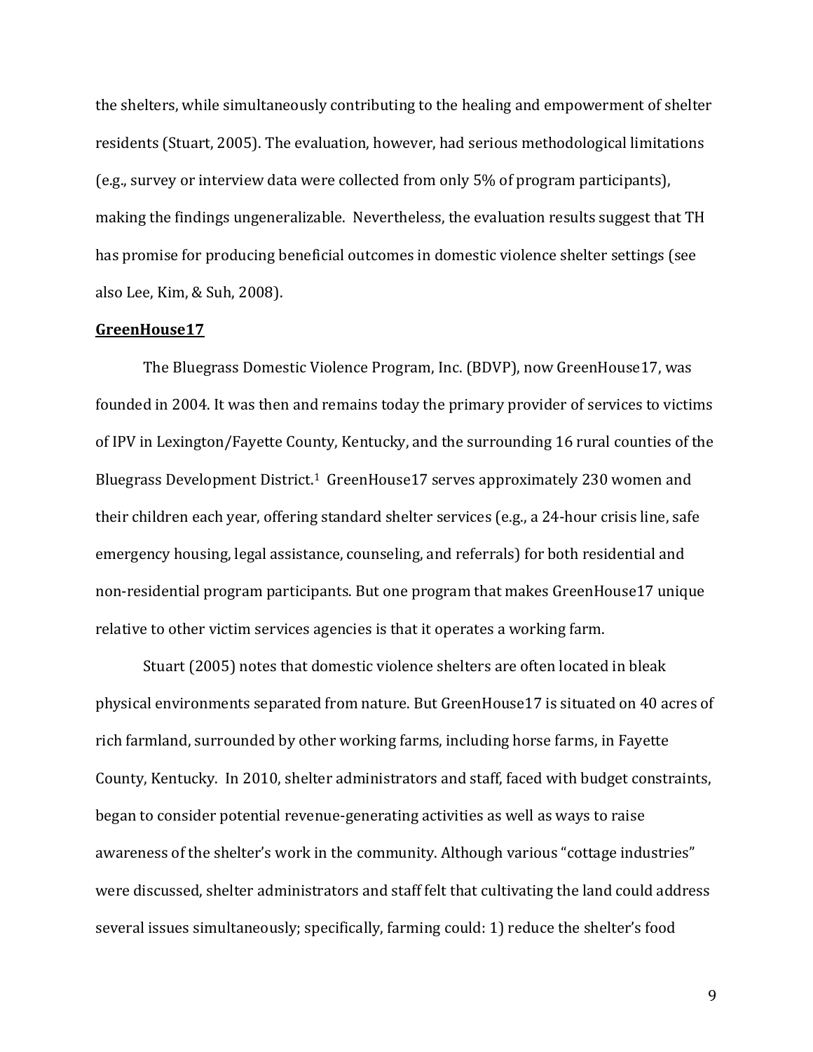the shelters, while simultaneously contributing to the healing and empowerment of shelter residents (Stuart, 2005). The evaluation, however, had serious methodological limitations (e.g., survey or interview data were collected from only 5% of program participants), making the findings ungeneralizable. Nevertheless, the evaluation results suggest that TH has promise for producing beneficial outcomes in domestic violence shelter settings (see also Lee, Kim, & Suh, 2008).

**GreenHouse17**

The Bluegrass Domestic Violence Program, Inc. (BDVP), now GreenHouse17, was founded in 2004. It was then and remains today the primary provider of services to victims of IPV in Lexington/Fayette County, Kentucky, and the surrounding 16 rural counties of the Bluegrass Development District.[1] GreenHouse17 serves approximately 230 women and their children each year, offering standard shelter services (e.g., a 24-hour crisis line, safe emergency housing, legal assistance, counseling, and referrals) for both residential and non-residential program participants. But one program that makes GreenHouse17 unique relative to other victim services agencies is that it operates a working farm.

Stuart (2005) notes that domestic violence shelters are often located in bleak physical environments separated from nature. But GreenHouse17 is situated on 40 acres of rich farmland, surrounded by other working farms, including horse farms, in Fayette County, Kentucky. In 2010, shelter administrators and staff, faced with budget constraints, began to consider potential revenue-generating activities as well as ways to raise awareness of the shelter's work in the community. Although various "cottage industries" were discussed, shelter administrators and staff felt that cultivating the land could address several issues simultaneously; specifically, farming could: 1) reduce the shelter's food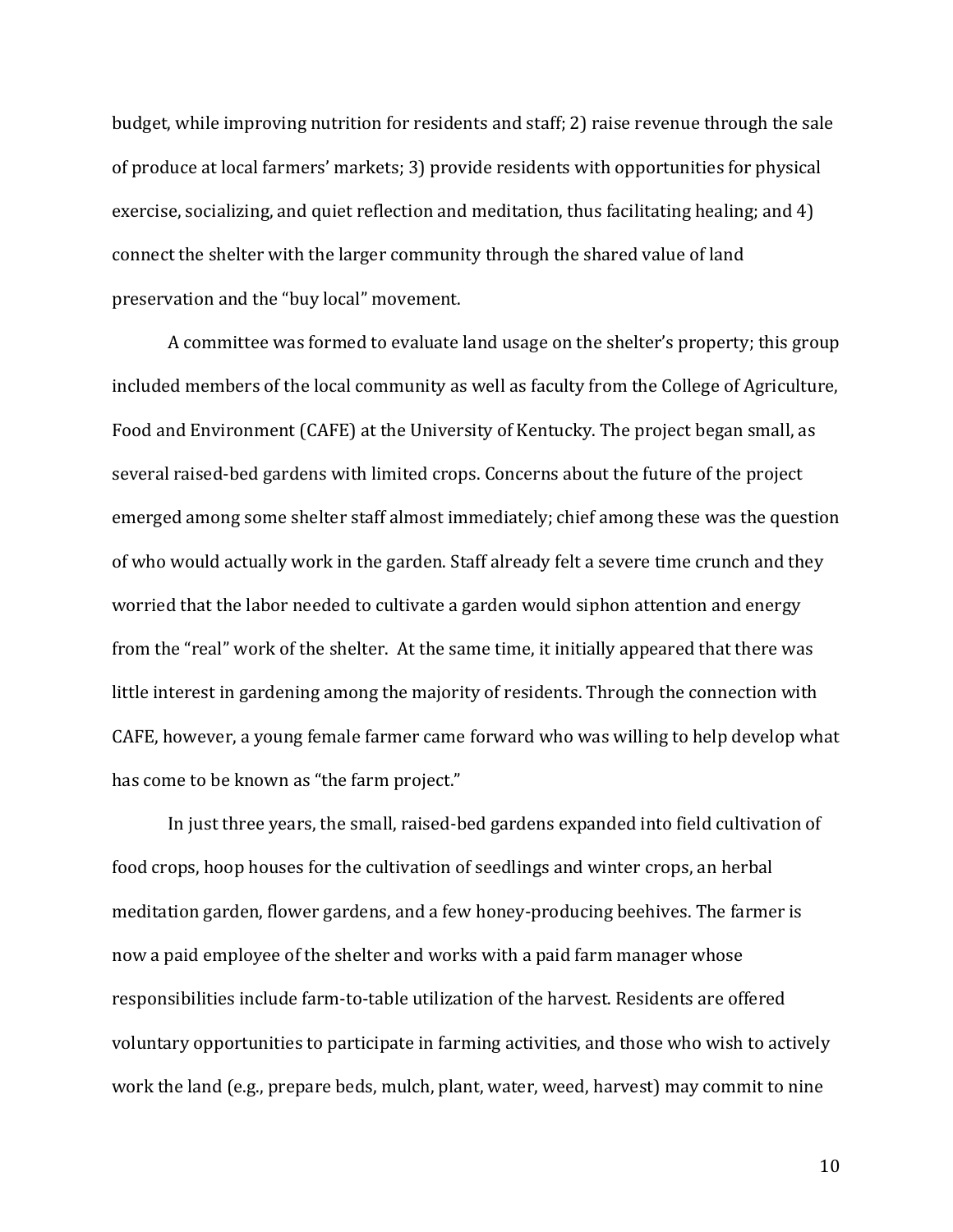budget, while improving nutrition for residents and staff; 2) raise revenue through the sale of produce at local farmers' markets; 3) provide residents with opportunities for physical exercise, socializing, and quiet reflection and meditation, thus facilitating healing; and 4) connect the shelter with the larger community through the shared value of land preservation and the "buy local" movement.

A committee was formed to evaluate land usage on the shelter's property; this group included members of the local community as well as faculty from the College of Agriculture, Food and Environment (CAFE) at the University of Kentucky. The project began small, as several raised-bed gardens with limited crops. Concerns about the future of the project emerged among some shelter staff almost immediately; chief among these was the question of who would actually work in the garden. Staff already felt a severe time crunch and they worried that the labor needed to cultivate a garden would siphon attention and energy from the "real" work of the shelter. At the same time, it initially appeared that there was little interest in gardening among the majority of residents. Through the connection with CAFE, however, a young female farmer came forward who was willing to help develop what has come to be known as "the farm project."

In just three years, the small, raised-bed gardens expanded into field cultivation of food crops, hoop houses for the cultivation of seedlings and winter crops, an herbal meditation garden, flower gardens, and a few honey-producing beehives. The farmer is now a paid employee of the shelter and works with a paid farm manager whose responsibilities include farm-to-table utilization of the harvest. Residents are offered voluntary opportunities to participate in farming activities, and those who wish to actively work the land (e.g., prepare beds, mulch, plant, water, weed, harvest) may commit to nine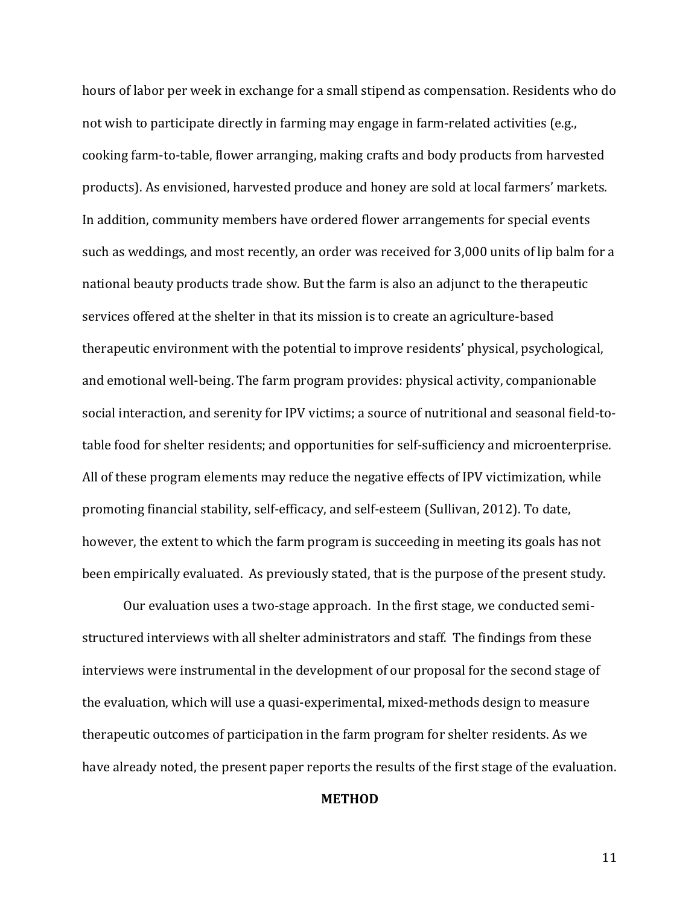hours of labor per week in exchange for a small stipend as compensation. Residents who do not wish to participate directly in farming may engage in farm-related activities (e.g., cooking farm-to-table, flower arranging, making crafts and body products from harvested products). As envisioned, harvested produce and honey are sold at local farmers' markets. In addition, community members have ordered flower arrangements for special events such as weddings, and most recently, an order was received for 3,000 units of lip balm for a national beauty products trade show. But the farm is also an adjunct to the therapeutic services offered at the shelter in that its mission is to create an agriculture-based therapeutic environment with the potential to improve residents' physical, psychological, and emotional well-being. The farm program provides: physical activity, companionable social interaction, and serenity for IPV victims; a source of nutritional and seasonal field-to-table food for shelter residents; and opportunities for self-sufficiency and microenterprise. All of these program elements may reduce the negative effects of IPV victimization, while promoting financial stability, self-efficacy, and self-esteem (Sullivan, 2012). To date, however, the extent to which the farm program is succeeding in meeting its goals has not been empirically evaluated. As previously stated, that is the purpose of the present study.

Our evaluation uses a two-stage approach. In the first stage, we conducted semi-structured interviews with all shelter administrators and staff. The findings from these interviews were instrumental in the development of our proposal for the second stage of the evaluation, which will use a quasi-experimental, mixed-methods design to measure therapeutic outcomes of participation in the farm program for shelter residents. As we have already noted, the present paper reports the results of the first stage of the evaluation.

## METHOD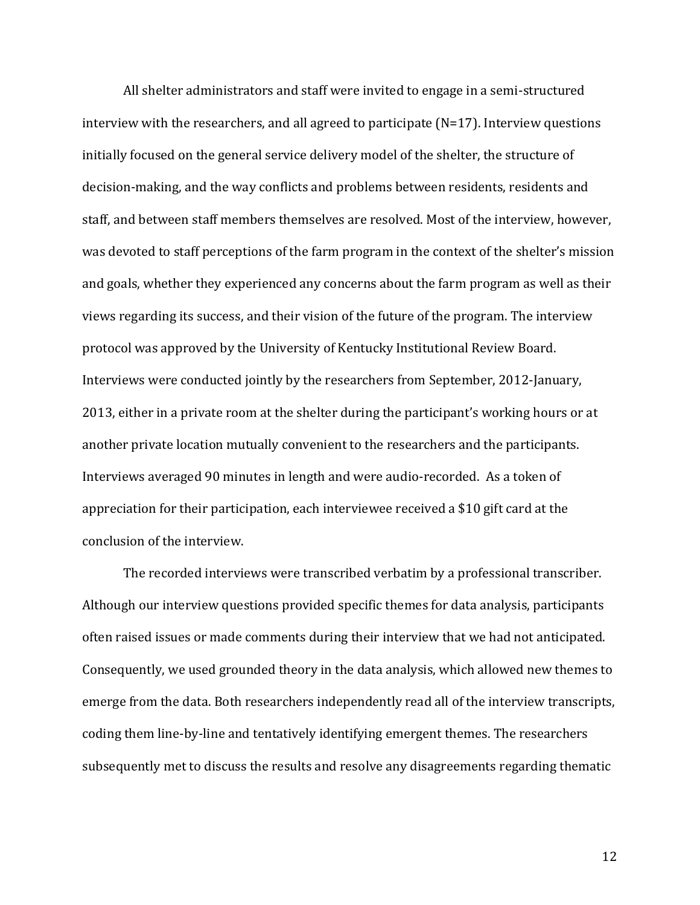All shelter administrators and staff were invited to engage in a semi-structured interview with the researchers, and all agreed to participate (N=17). Interview questions initially focused on the general service delivery model of the shelter, the structure of decision-making, and the way conflicts and problems between residents, residents and staff, and between staff members themselves are resolved. Most of the interview, however, was devoted to staff perceptions of the farm program in the context of the shelter's mission and goals, whether they experienced any concerns about the farm program as well as their views regarding its success, and their vision of the future of the program. The interview protocol was approved by the University of Kentucky Institutional Review Board. Interviews were conducted jointly by the researchers from September, 2012-January, 2013, either in a private room at the shelter during the participant's working hours or at another private location mutually convenient to the researchers and the participants. Interviews averaged 90 minutes in length and were audio-recorded. As a token of appreciation for their participation, each interviewee received a $10 gift card at the conclusion of the interview.

The recorded interviews were transcribed verbatim by a professional transcriber. Although our interview questions provided specific themes for data analysis, participants often raised issues or made comments during their interview that we had not anticipated. Consequently, we used grounded theory in the data analysis, which allowed new themes to emerge from the data. Both researchers independently read all of the interview transcripts, coding them line-by-line and tentatively identifying emergent themes. The researchers subsequently met to discuss the results and resolve any disagreements regarding thematic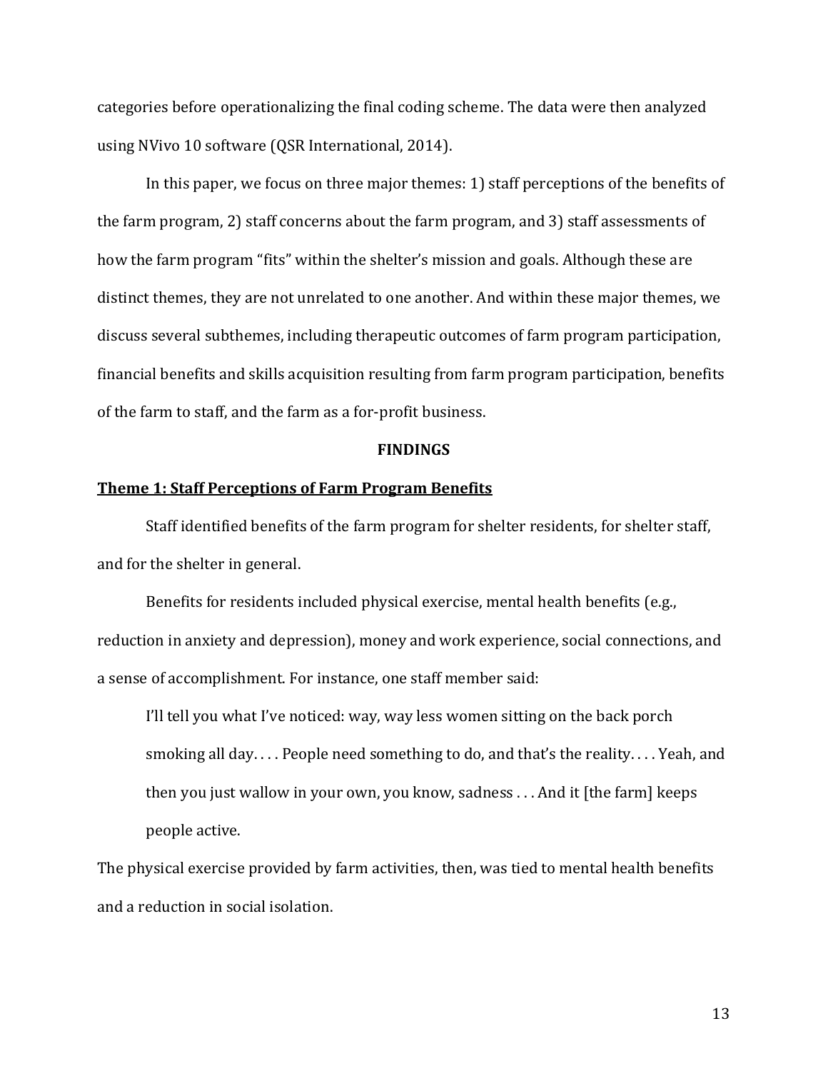categories before operationalizing the final coding scheme. The data were then analyzed using NVivo 10 software (QSR International, 2014).

In this paper, we focus on three major themes: 1) staff perceptions of the benefits of the farm program, 2) staff concerns about the farm program, and 3) staff assessments of how the farm program "fits" within the shelter's mission and goals. Although these are distinct themes, they are not unrelated to one another. And within these major themes, we discuss several subthemes, including therapeutic outcomes of farm program participation, financial benefits and skills acquisition resulting from farm program participation, benefits of the farm to staff, and the farm as a for-profit business.

## FINDINGS

### Theme 1: Staff Perceptions of Farm Program Benefits

Staff identified benefits of the farm program for shelter residents, for shelter staff, and for the shelter in general.

Benefits for residents included physical exercise, mental health benefits (e.g., reduction in anxiety and depression), money and work experience, social connections, and a sense of accomplishment. For instance, one staff member said:

> I'll tell you what I've noticed: way, way less women sitting on the back porch smoking all day. . . . People need something to do, and that's the reality. . . . Yeah, and then you just wallow in your own, you know, sadness . . . And it [the farm] keeps people active.

The physical exercise provided by farm activities, then, was tied to mental health benefits and a reduction in social isolation.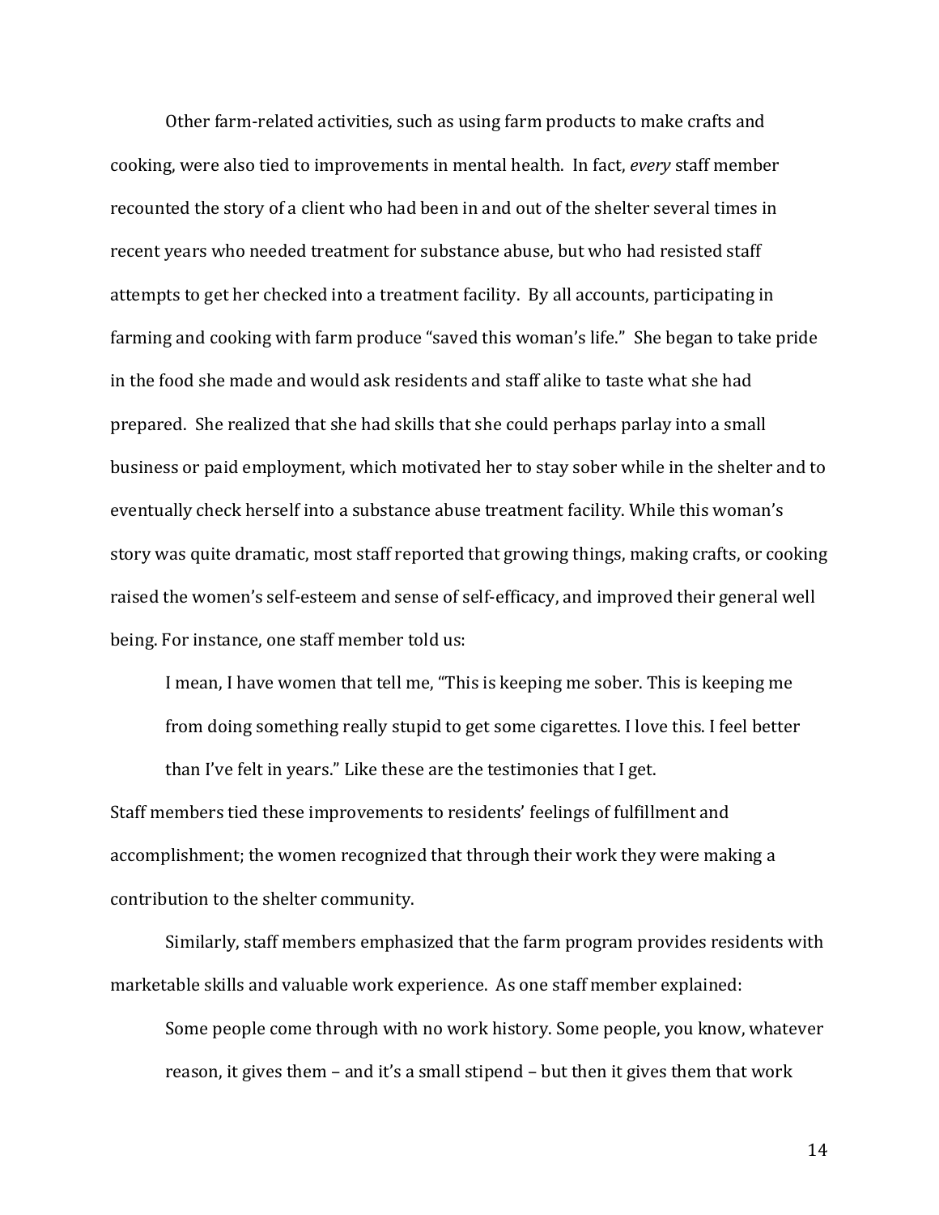Other farm-related activities, such as using farm products to make crafts and cooking, were also tied to improvements in mental health. In fact, *every* staff member recounted the story of a client who had been in and out of the shelter several times in recent years who needed treatment for substance abuse, but who had resisted staff attempts to get her checked into a treatment facility. By all accounts, participating in farming and cooking with farm produce "saved this woman's life." She began to take pride in the food she made and would ask residents and staff alike to taste what she had prepared. She realized that she had skills that she could perhaps parlay into a small business or paid employment, which motivated her to stay sober while in the shelter and to eventually check herself into a substance abuse treatment facility. While this woman's story was quite dramatic, most staff reported that growing things, making crafts, or cooking raised the women's self-esteem and sense of self-efficacy, and improved their general well being. For instance, one staff member told us:

> I mean, I have women that tell me, "This is keeping me sober. This is keeping me from doing something really stupid to get some cigarettes. I love this. I feel better than I've felt in years." Like these are the testimonies that I get.

Staff members tied these improvements to residents' feelings of fulfillment and accomplishment; the women recognized that through their work they were making a contribution to the shelter community.

Similarly, staff members emphasized that the farm program provides residents with marketable skills and valuable work experience. As one staff member explained:

> Some people come through with no work history. Some people, you know, whatever reason, it gives them – and it's a small stipend – but then it gives them that work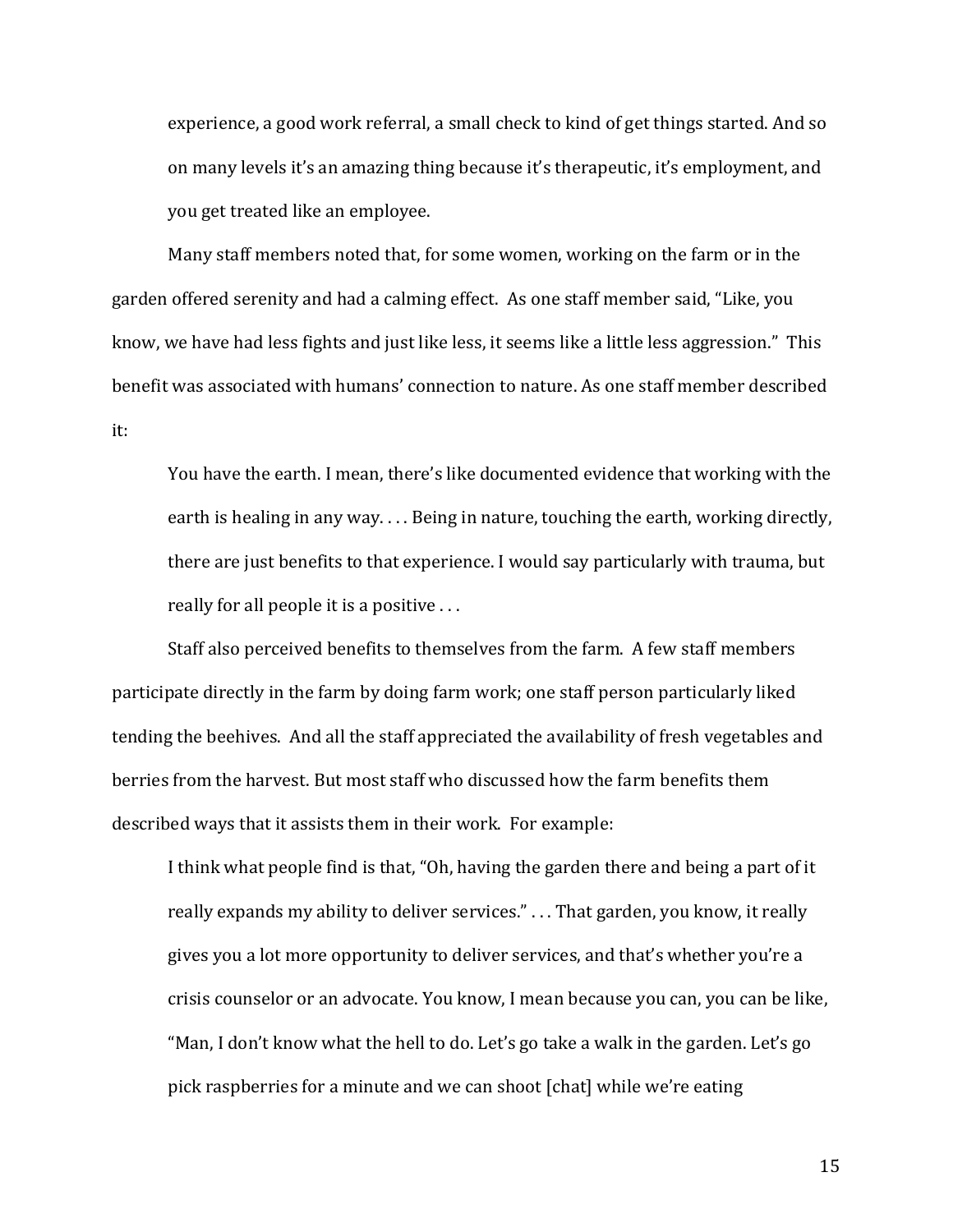> experience, a good work referral, a small check to kind of get things started. And so on many levels it's an amazing thing because it's therapeutic, it's employment, and you get treated like an employee.

Many staff members noted that, for some women, working on the farm or in the garden offered serenity and had a calming effect. As one staff member said, "Like, you know, we have had less fights and just like less, it seems like a little less aggression." This benefit was associated with humans' connection to nature. As one staff member described it:

> You have the earth. I mean, there's like documented evidence that working with the earth is healing in any way. . . . Being in nature, touching the earth, working directly, there are just benefits to that experience. I would say particularly with trauma, but really for all people it is a positive . . .

Staff also perceived benefits to themselves from the farm. A few staff members participate directly in the farm by doing farm work; one staff person particularly liked tending the beehives. And all the staff appreciated the availability of fresh vegetables and berries from the harvest. But most staff who discussed how the farm benefits them described ways that it assists them in their work. For example:

> I think what people find is that, "Oh, having the garden there and being a part of it really expands my ability to deliver services." . . . That garden, you know, it really gives you a lot more opportunity to deliver services, and that's whether you're a crisis counselor or an advocate. You know, I mean because you can, you can be like, "Man, I don't know what the hell to do. Let's go take a walk in the garden. Let's go pick raspberries for a minute and we can shoot [chat] while we're eating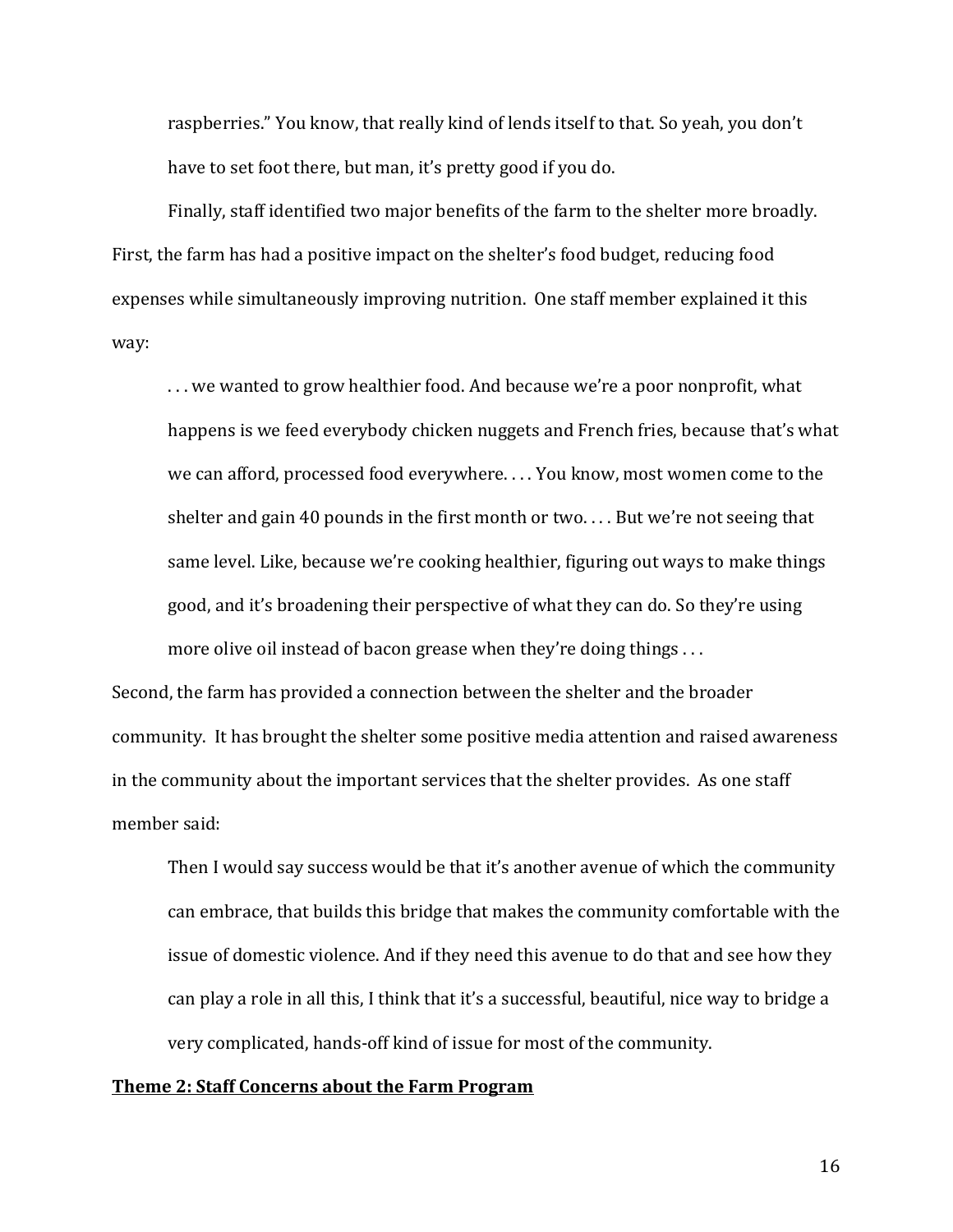> raspberries." You know, that really kind of lends itself to that. So yeah, you don't have to set foot there, but man, it's pretty good if you do.

Finally, staff identified two major benefits of the farm to the shelter more broadly. First, the farm has had a positive impact on the shelter's food budget, reducing food expenses while simultaneously improving nutrition. One staff member explained it this way:

> . . . we wanted to grow healthier food. And because we're a poor nonprofit, what happens is we feed everybody chicken nuggets and French fries, because that's what we can afford, processed food everywhere. . . . You know, most women come to the shelter and gain 40 pounds in the first month or two. . . . But we're not seeing that same level. Like, because we're cooking healthier, figuring out ways to make things good, and it's broadening their perspective of what they can do. So they're using more olive oil instead of bacon grease when they're doing things . . .

Second, the farm has provided a connection between the shelter and the broader community. It has brought the shelter some positive media attention and raised awareness in the community about the important services that the shelter provides. As one staff member said:

> Then I would say success would be that it's another avenue of which the community can embrace, that builds this bridge that makes the community comfortable with the issue of domestic violence. And if they need this avenue to do that and see how they can play a role in all this, I think that it's a successful, beautiful, nice way to bridge a very complicated, hands-off kind of issue for most of the community.

### Theme 2: Staff Concerns about the Farm Program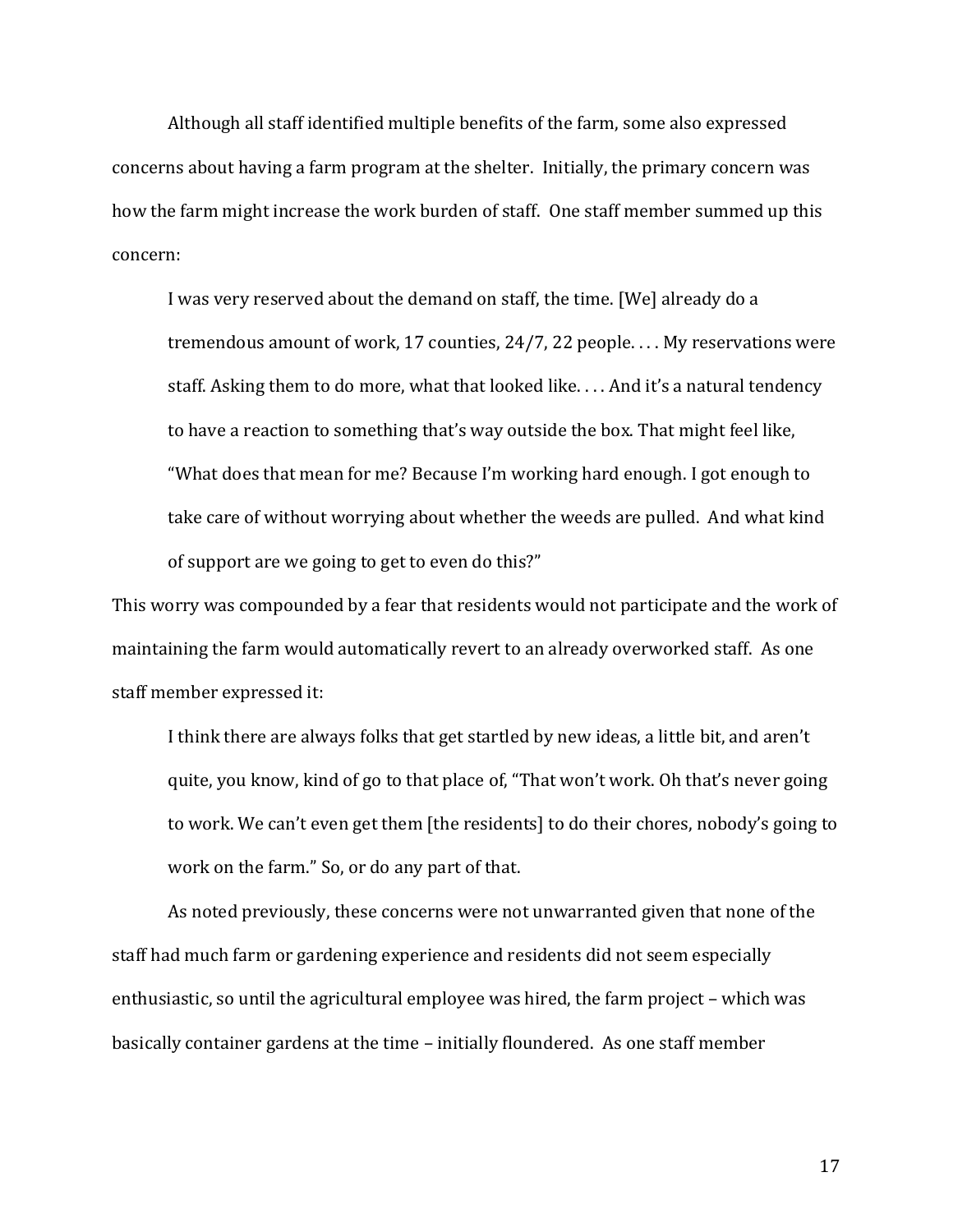Although all staff identified multiple benefits of the farm, some also expressed concerns about having a farm program at the shelter. Initially, the primary concern was how the farm might increase the work burden of staff. One staff member summed up this concern:

> I was very reserved about the demand on staff, the time. [We] already do a tremendous amount of work, 17 counties, 24/7, 22 people. . . . My reservations were staff. Asking them to do more, what that looked like. . . . And it's a natural tendency to have a reaction to something that's way outside the box. That might feel like, "What does that mean for me? Because I'm working hard enough. I got enough to take care of without worrying about whether the weeds are pulled. And what kind of support are we going to get to even do this?"

This worry was compounded by a fear that residents would not participate and the work of maintaining the farm would automatically revert to an already overworked staff. As one staff member expressed it:

> I think there are always folks that get startled by new ideas, a little bit, and aren't quite, you know, kind of go to that place of, "That won't work. Oh that's never going to work. We can't even get them [the residents] to do their chores, nobody's going to work on the farm." So, or do any part of that.

As noted previously, these concerns were not unwarranted given that none of the staff had much farm or gardening experience and residents did not seem especially enthusiastic, so until the agricultural employee was hired, the farm project – which was basically container gardens at the time – initially floundered. As one staff member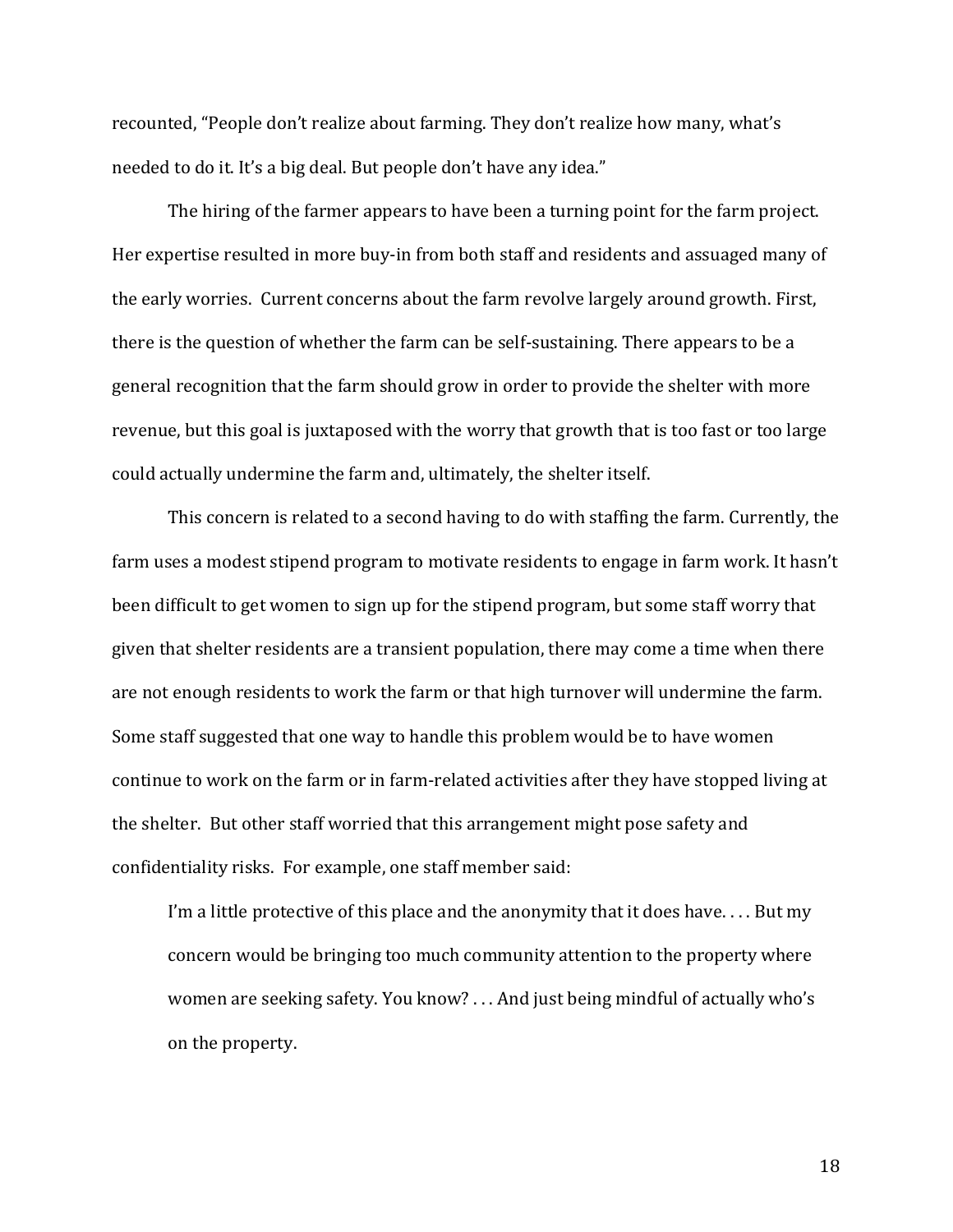recounted, "People don't realize about farming. They don't realize how many, what's needed to do it. It's a big deal. But people don't have any idea."

The hiring of the farmer appears to have been a turning point for the farm project. Her expertise resulted in more buy-in from both staff and residents and assuaged many of the early worries. Current concerns about the farm revolve largely around growth. First, there is the question of whether the farm can be self-sustaining. There appears to be a general recognition that the farm should grow in order to provide the shelter with more revenue, but this goal is juxtaposed with the worry that growth that is too fast or too large could actually undermine the farm and, ultimately, the shelter itself.

This concern is related to a second having to do with staffing the farm. Currently, the farm uses a modest stipend program to motivate residents to engage in farm work. It hasn't been difficult to get women to sign up for the stipend program, but some staff worry that given that shelter residents are a transient population, there may come a time when there are not enough residents to work the farm or that high turnover will undermine the farm. Some staff suggested that one way to handle this problem would be to have women continue to work on the farm or in farm-related activities after they have stopped living at the shelter. But other staff worried that this arrangement might pose safety and confidentiality risks. For example, one staff member said:

> I'm a little protective of this place and the anonymity that it does have. . . . But my concern would be bringing too much community attention to the property where women are seeking safety. You know? . . . And just being mindful of actually who's on the property.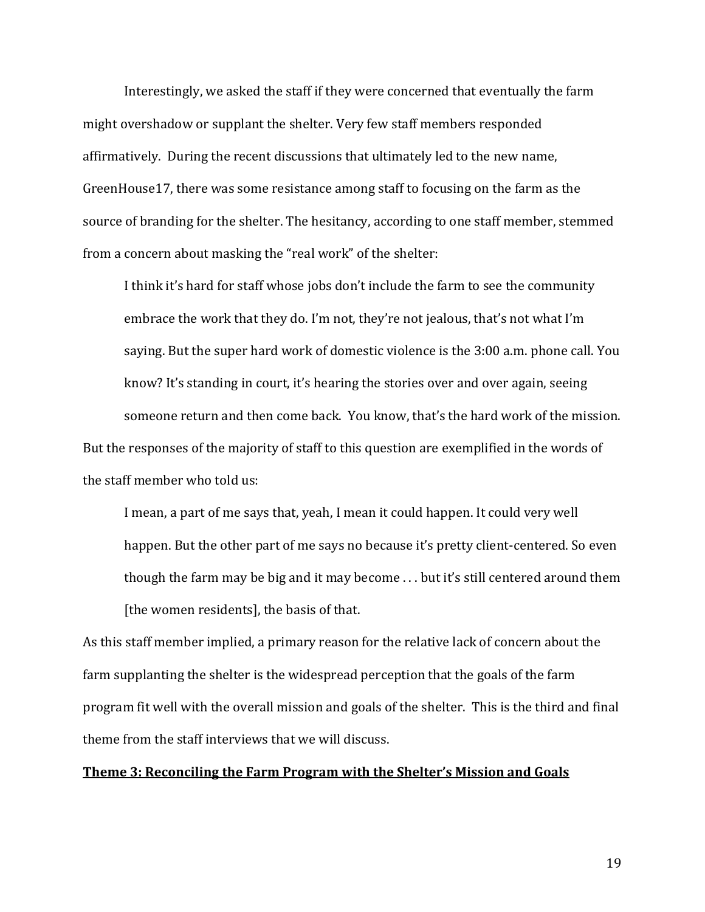Interestingly, we asked the staff if they were concerned that eventually the farm might overshadow or supplant the shelter. Very few staff members responded affirmatively. During the recent discussions that ultimately led to the new name, GreenHouse17, there was some resistance among staff to focusing on the farm as the source of branding for the shelter. The hesitancy, according to one staff member, stemmed from a concern about masking the "real work" of the shelter:

> I think it's hard for staff whose jobs don't include the farm to see the community embrace the work that they do. I'm not, they're not jealous, that's not what I'm saying. But the super hard work of domestic violence is the 3:00 a.m. phone call. You know? It's standing in court, it's hearing the stories over and over again, seeing someone return and then come back. You know, that's the hard work of the mission.

But the responses of the majority of staff to this question are exemplified in the words of the staff member who told us:

> I mean, a part of me says that, yeah, I mean it could happen. It could very well happen. But the other part of me says no because it's pretty client-centered. So even though the farm may be big and it may become . . . but it's still centered around them [the women residents], the basis of that.

As this staff member implied, a primary reason for the relative lack of concern about the farm supplanting the shelter is the widespread perception that the goals of the farm program fit well with the overall mission and goals of the shelter. This is the third and final theme from the staff interviews that we will discuss.

**Theme 3: Reconciling the Farm Program with the Shelter's Mission and Goals**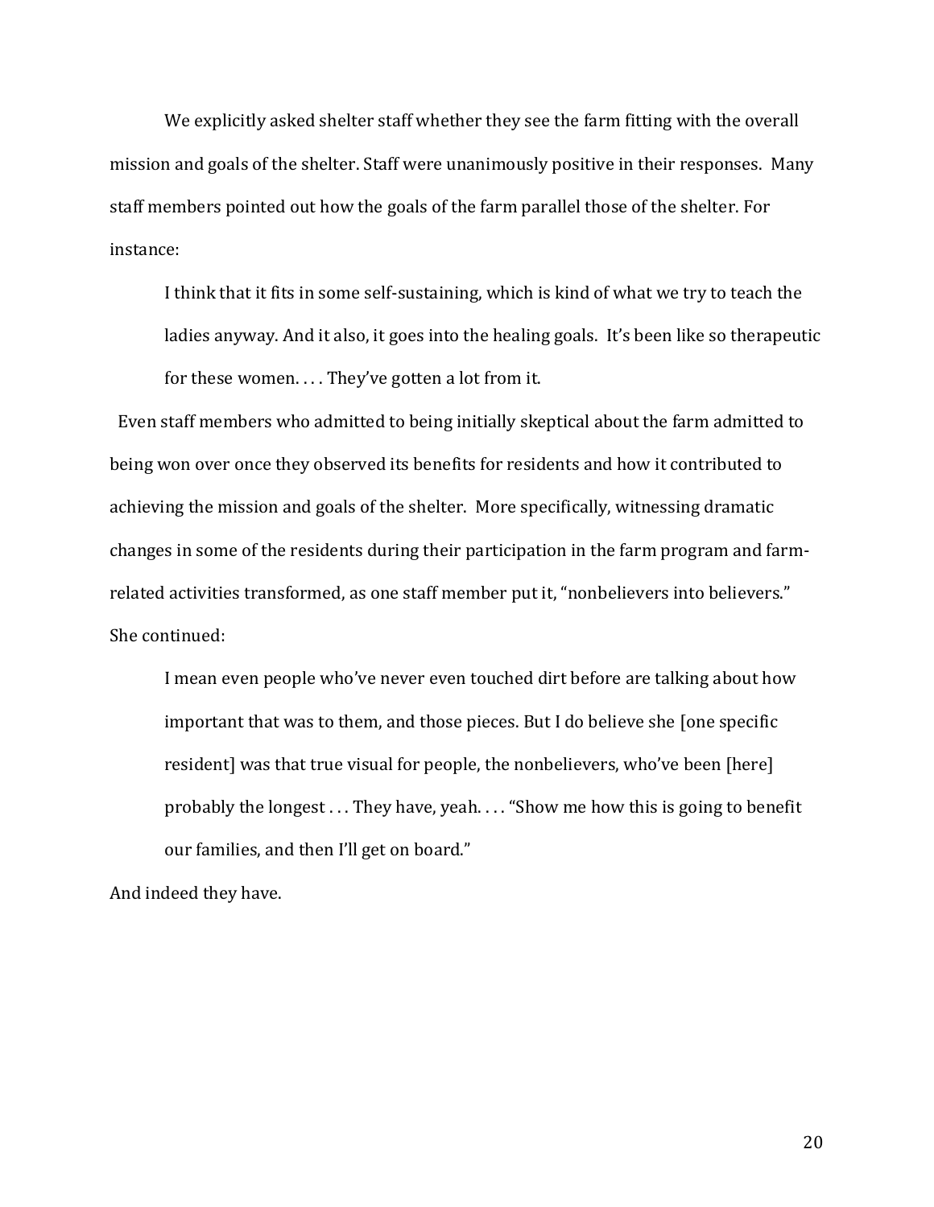We explicitly asked shelter staff whether they see the farm fitting with the overall mission and goals of the shelter. Staff were unanimously positive in their responses. Many staff members pointed out how the goals of the farm parallel those of the shelter. For instance:

> I think that it fits in some self-sustaining, which is kind of what we try to teach the ladies anyway. And it also, it goes into the healing goals. It's been like so therapeutic for these women. . . . They've gotten a lot from it.

Even staff members who admitted to being initially skeptical about the farm admitted to being won over once they observed its benefits for residents and how it contributed to achieving the mission and goals of the shelter. More specifically, witnessing dramatic changes in some of the residents during their participation in the farm program and farm-related activities transformed, as one staff member put it, "nonbelievers into believers." She continued:

> I mean even people who've never even touched dirt before are talking about how important that was to them, and those pieces. But I do believe she [one specific resident] was that true visual for people, the nonbelievers, who've been [here] probably the longest . . . They have, yeah. . . . "Show me how this is going to benefit our families, and then I'll get on board."

And indeed they have.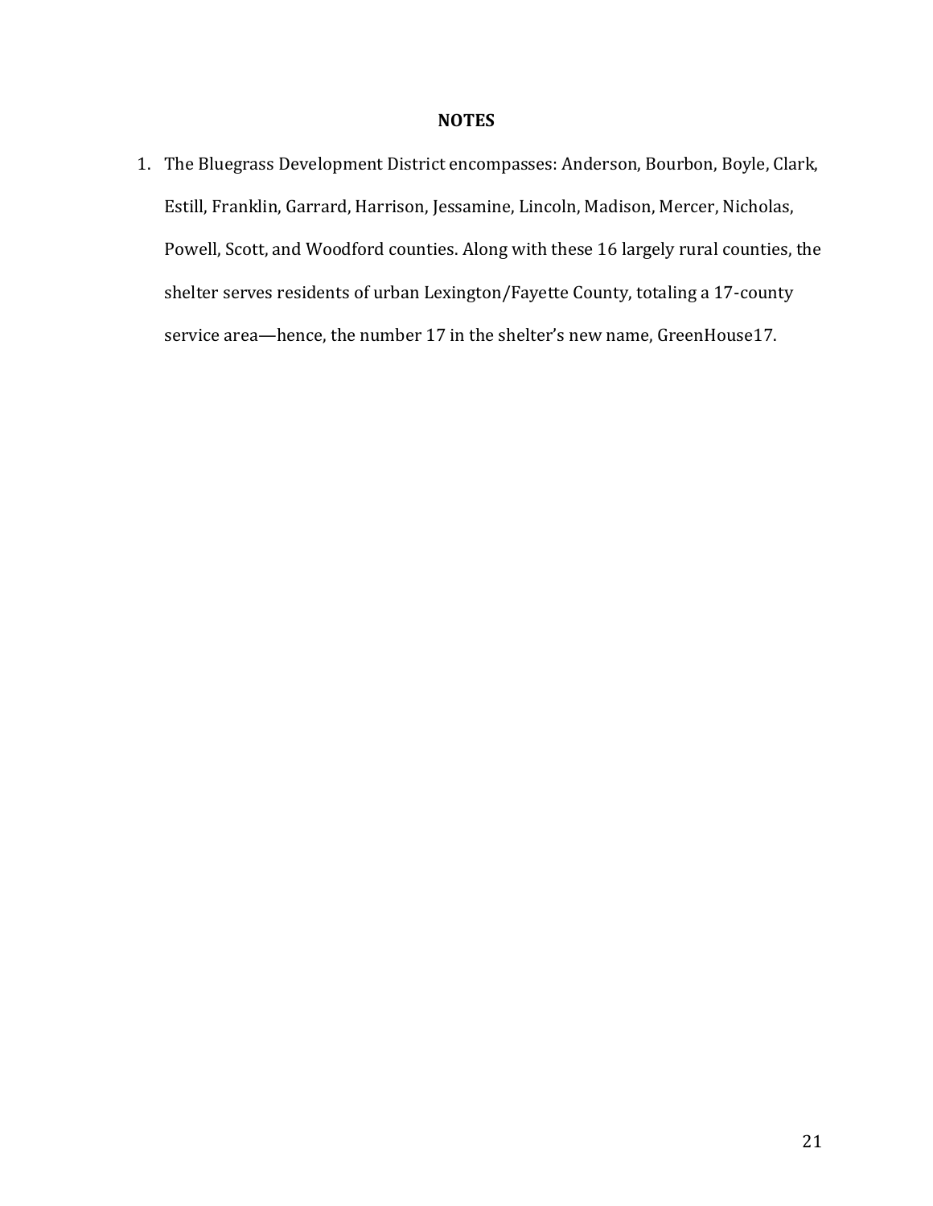## NOTES

1. The Bluegrass Development District encompasses: Anderson, Bourbon, Boyle, Clark, Estill, Franklin, Garrard, Harrison, Jessamine, Lincoln, Madison, Mercer, Nicholas, Powell, Scott, and Woodford counties. Along with these 16 largely rural counties, the shelter serves residents of urban Lexington/Fayette County, totaling a 17-county service area—hence, the number 17 in the shelter's new name, GreenHouse17.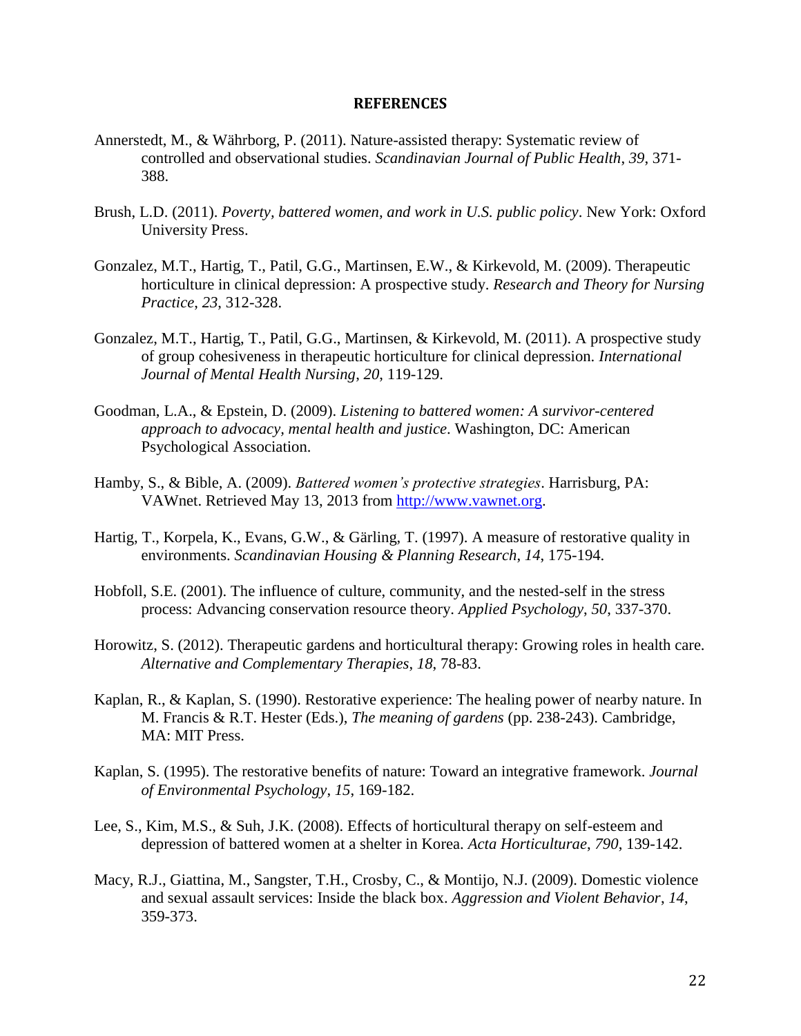# REFERENCES

Annerstedt, M., & Währborg, P. (2011). Nature-assisted therapy: Systematic review of controlled and observational studies. *Scandinavian Journal of Public Health*, *39*, 371-388.

Brush, L.D. (2011). *Poverty, battered women, and work in U.S. public policy*. New York: Oxford University Press.

Gonzalez, M.T., Hartig, T., Patil, G.G., Martinsen, E.W., & Kirkevold, M. (2009). Therapeutic horticulture in clinical depression: A prospective study. *Research and Theory for Nursing Practice*, *23*, 312-328.

Gonzalez, M.T., Hartig, T., Patil, G.G., Martinsen, & Kirkevold, M. (2011). A prospective study of group cohesiveness in therapeutic horticulture for clinical depression. *International Journal of Mental Health Nursing*, *20*, 119-129.

Goodman, L.A., & Epstein, D. (2009). *Listening to battered women: A survivor-centered approach to advocacy, mental health and justice*. Washington, DC: American Psychological Association.

Hamby, S., & Bible, A. (2009). *Battered women's protective strategies*. Harrisburg, PA: VAWnet. Retrieved May 13, 2013 from http://www.vawnet.org.

Hartig, T., Korpela, K., Evans, G.W., & Gärling, T. (1997). A measure of restorative quality in environments. *Scandinavian Housing & Planning Research*, *14*, 175-194.

Hobfoll, S.E. (2001). The influence of culture, community, and the nested-self in the stress process: Advancing conservation resource theory. *Applied Psychology*, *50*, 337-370.

Horowitz, S. (2012). Therapeutic gardens and horticultural therapy: Growing roles in health care. *Alternative and Complementary Therapies*, *18*, 78-83.

Kaplan, R., & Kaplan, S. (1990). Restorative experience: The healing power of nearby nature. In M. Francis & R.T. Hester (Eds.), *The meaning of gardens* (pp. 238-243). Cambridge, MA: MIT Press.

Kaplan, S. (1995). The restorative benefits of nature: Toward an integrative framework. *Journal of Environmental Psychology*, *15*, 169-182.

Lee, S., Kim, M.S., & Suh, J.K. (2008). Effects of horticultural therapy on self-esteem and depression of battered women at a shelter in Korea. *Acta Horticulturae*, *790*, 139-142.

Macy, R.J., Giattina, M., Sangster, T.H., Crosby, C., & Montijo, N.J. (2009). Domestic violence and sexual assault services: Inside the black box. *Aggression and Violent Behavior*, *14*, 359-373.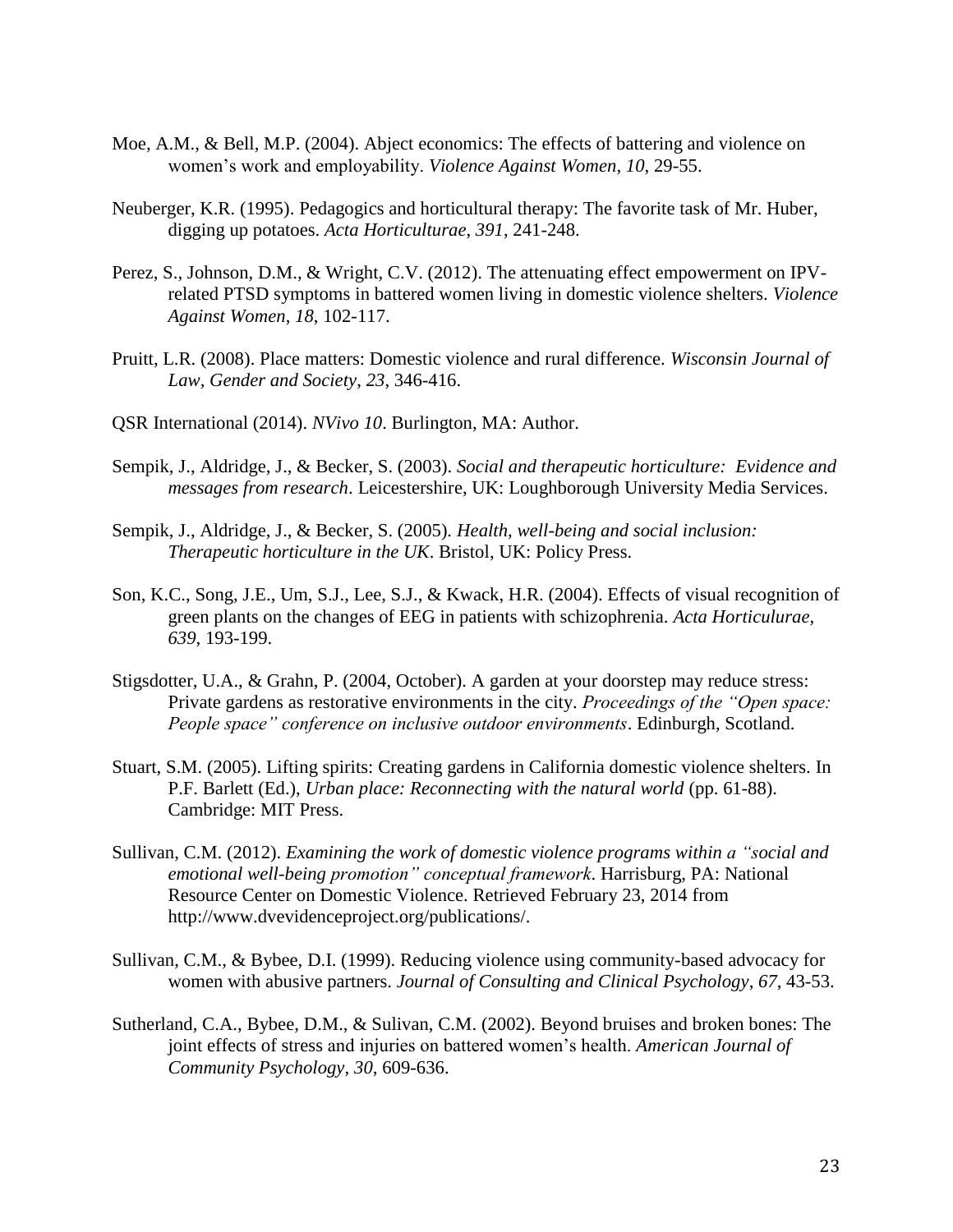Moe, A.M., & Bell, M.P. (2004). Abject economics: The effects of battering and violence on women's work and employability. *Violence Against Women*, *10*, 29-55.

Neuberger, K.R. (1995). Pedagogics and horticultural therapy: The favorite task of Mr. Huber, digging up potatoes. *Acta Horticulturae*, *391*, 241-248.

Perez, S., Johnson, D.M., & Wright, C.V. (2012). The attenuating effect empowerment on IPV-related PTSD symptoms in battered women living in domestic violence shelters. *Violence Against Women*, *18*, 102-117.

Pruitt, L.R. (2008). Place matters: Domestic violence and rural difference. *Wisconsin Journal of Law, Gender and Society*, *23*, 346-416.

QSR International (2014). *NVivo 10*. Burlington, MA: Author.

Sempik, J., Aldridge, J., & Becker, S. (2003). *Social and therapeutic horticulture: Evidence and messages from research*. Leicestershire, UK: Loughborough University Media Services.

Sempik, J., Aldridge, J., & Becker, S. (2005). *Health, well-being and social inclusion: Therapeutic horticulture in the UK*. Bristol, UK: Policy Press.

Son, K.C., Song, J.E., Um, S.J., Lee, S.J., & Kwack, H.R. (2004). Effects of visual recognition of green plants on the changes of EEG in patients with schizophrenia. *Acta Horticulurae*, *639*, 193-199.

Stigsdotter, U.A., & Grahn, P. (2004, October). A garden at your doorstep may reduce stress: Private gardens as restorative environments in the city. *Proceedings of the "Open space: People space" conference on inclusive outdoor environments*. Edinburgh, Scotland.

Stuart, S.M. (2005). Lifting spirits: Creating gardens in California domestic violence shelters. In P.F. Barlett (Ed.), *Urban place: Reconnecting with the natural world* (pp. 61-88). Cambridge: MIT Press.

Sullivan, C.M. (2012). *Examining the work of domestic violence programs within a "social and emotional well-being promotion" conceptual framework*. Harrisburg, PA: National Resource Center on Domestic Violence. Retrieved February 23, 2014 from http://www.dvevidenceproject.org/publications/.

Sullivan, C.M., & Bybee, D.I. (1999). Reducing violence using community-based advocacy for women with abusive partners. *Journal of Consulting and Clinical Psychology*, *67*, 43-53.

Sutherland, C.A., Bybee, D.M., & Sulivan, C.M. (2002). Beyond bruises and broken bones: The joint effects of stress and injuries on battered women's health. *American Journal of Community Psychology*, *30*, 609-636.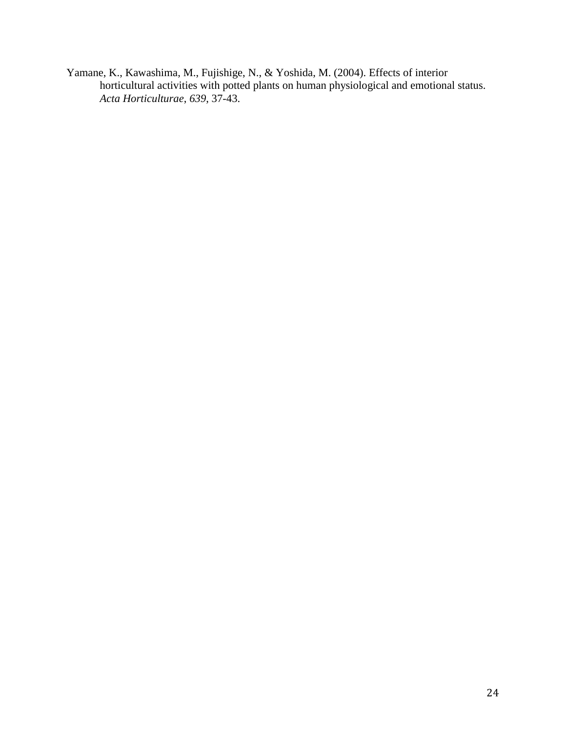Yamane, K., Kawashima, M., Fujishige, N., & Yoshida, M. (2004). Effects of interior horticultural activities with potted plants on human physiological and emotional status. *Acta Horticulturae*, *639*, 37-43.